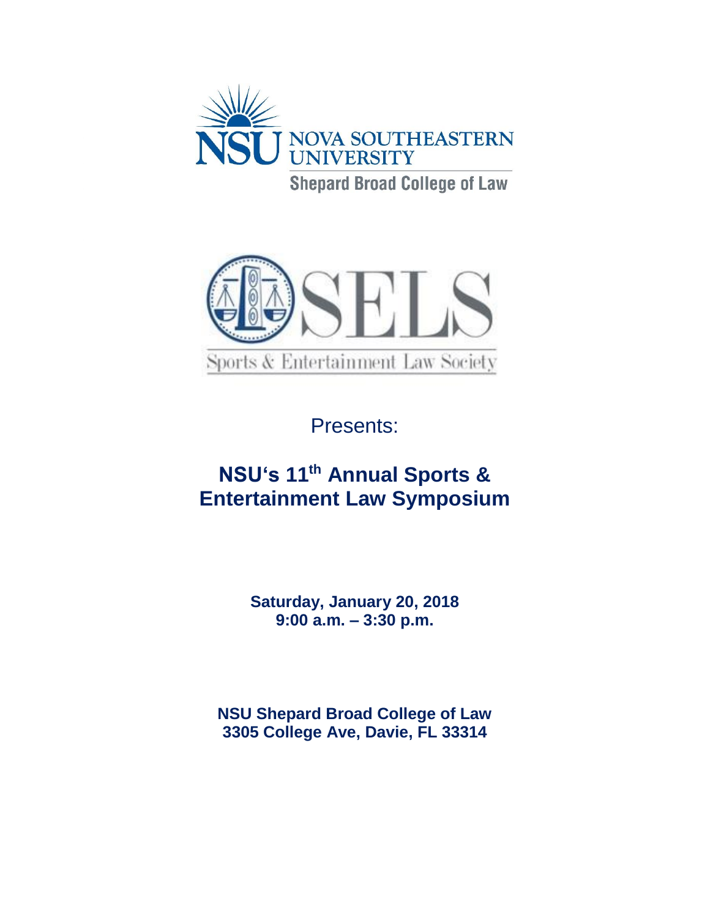NOVA SOUTHEASTERN UNIVERSITY

Shepard Broad College of Law

SELS

Sports & Entertainment Law Society

Presents:

# NSU's 11th Annual Sports & Entertainment Law Symposium

**Saturday, January 20, 2018**
**9:00 a.m. – 3:30 p.m.**

**NSU Shepard Broad College of Law**
**3305 College Ave, Davie, FL 33314**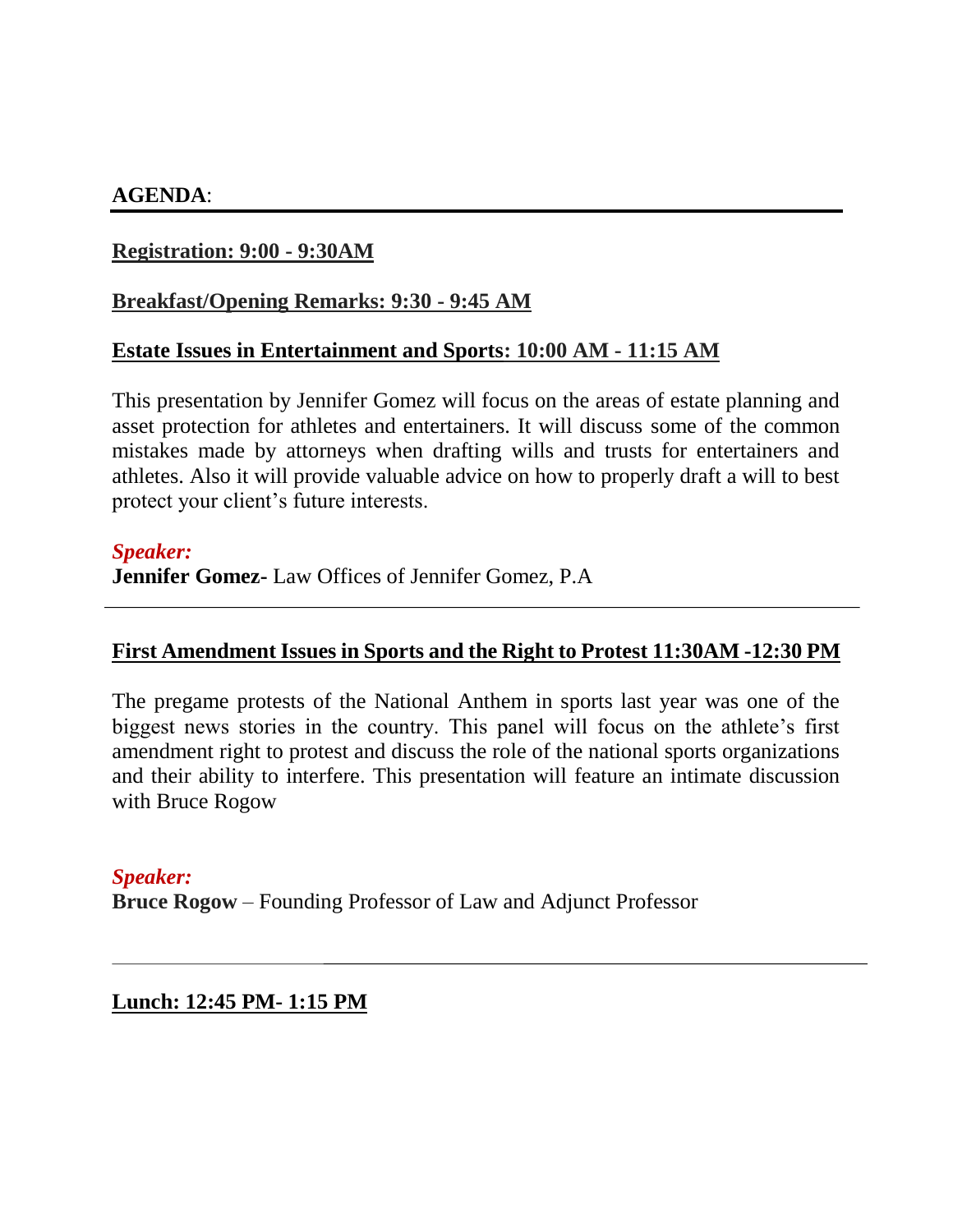**AGENDA**:

---

**Registration: 9:00 - 9:30AM**

**Breakfast/Opening Remarks: 9:30 - 9:45 AM**

**Estate Issues in Entertainment and Sports: 10:00 AM - 11:15 AM**

This presentation by Jennifer Gomez will focus on the areas of estate planning and asset protection for athletes and entertainers. It will discuss some of the common mistakes made by attorneys when drafting wills and trusts for entertainers and athletes. Also it will provide valuable advice on how to properly draft a will to best protect your client's future interests.

***Speaker:***
**Jennifer Gomez-** Law Offices of Jennifer Gomez, P.A

---

**First Amendment Issues in Sports and the Right to Protest 11:30AM -12:30 PM**

The pregame protests of the National Anthem in sports last year was one of the biggest news stories in the country. This panel will focus on the athlete's first amendment right to protest and discuss the role of the national sports organizations and their ability to interfere. This presentation will feature an intimate discussion with Bruce Rogow

***Speaker:***
**Bruce Rogow** – Founding Professor of Law and Adjunct Professor

---

**Lunch: 12:45 PM- 1:15 PM**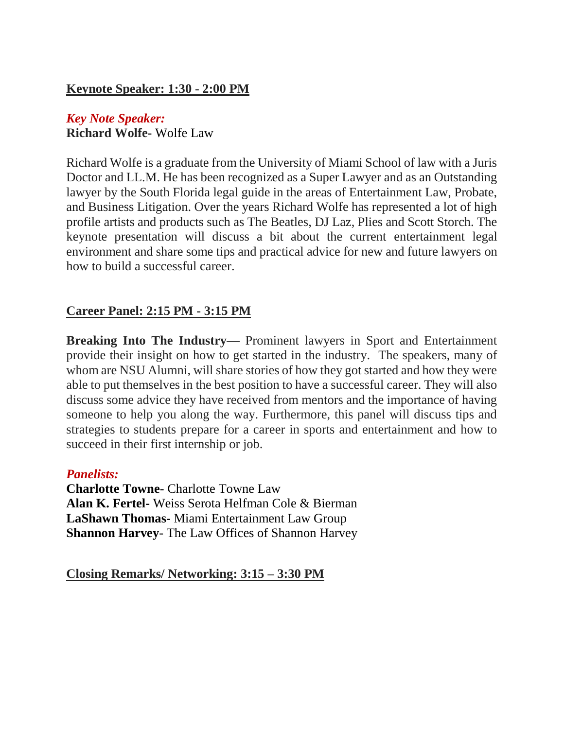**Keynote Speaker: 1:30 - 2:00 PM**

***Key Note Speaker:***
**Richard Wolfe-** Wolfe Law

Richard Wolfe is a graduate from the University of Miami School of law with a Juris Doctor and LL.M. He has been recognized as a Super Lawyer and as an Outstanding lawyer by the South Florida legal guide in the areas of Entertainment Law, Probate, and Business Litigation. Over the years Richard Wolfe has represented a lot of high profile artists and products such as The Beatles, DJ Laz, Plies and Scott Storch. The keynote presentation will discuss a bit about the current entertainment legal environment and share some tips and practical advice for new and future lawyers on how to build a successful career.

**Career Panel: 2:15 PM - 3:15 PM**

**Breaking Into The Industry—** Prominent lawyers in Sport and Entertainment provide their insight on how to get started in the industry. The speakers, many of whom are NSU Alumni, will share stories of how they got started and how they were able to put themselves in the best position to have a successful career. They will also discuss some advice they have received from mentors and the importance of having someone to help you along the way. Furthermore, this panel will discuss tips and strategies to students prepare for a career in sports and entertainment and how to succeed in their first internship or job.

***Panelists:***
**Charlotte Towne-** Charlotte Towne Law
**Alan K. Fertel-** Weiss Serota Helfman Cole & Bierman
**LaShawn Thomas-** Miami Entertainment Law Group
**Shannon Harvey**- The Law Offices of Shannon Harvey

**Closing Remarks/ Networking: 3:15 – 3:30 PM**